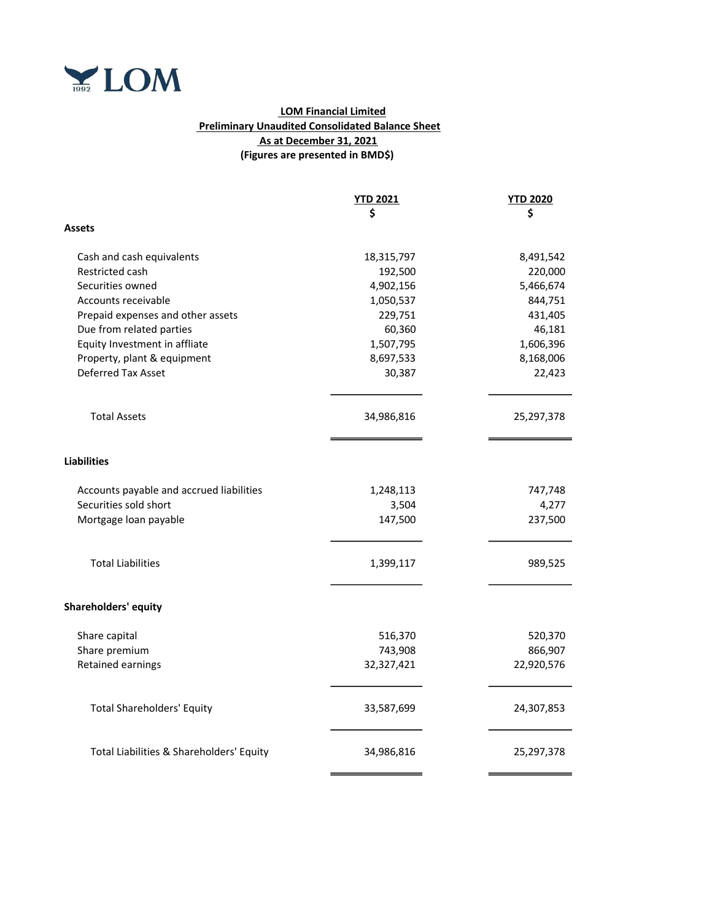LOM

**LOM Financial Limited**
**Preliminary Unaudited Consolidated Balance Sheet**
**As at December 31, 2021**
**(Figures are presented in BMD$)**

| | YTD 2021 | YTD 2020 |
|---|---|---|
| | $ | $ |
| **Assets** | | |
| Cash and cash equivalents | 18,315,797 | 8,491,542 |
| Restricted cash | 192,500 | 220,000 |
| Securities owned | 4,902,156 | 5,466,674 |
| Accounts receivable | 1,050,537 | 844,751 |
| Prepaid expenses and other assets | 229,751 | 431,405 |
| Due from related parties | 60,360 | 46,181 |
| Equity Investment in affliate | 1,507,795 | 1,606,396 |
| Property, plant & equipment | 8,697,533 | 8,168,006 |
| Deferred Tax Asset | 30,387 | 22,423 |
| Total Assets | 34,986,816 | 25,297,378 |
| **Liabilities** | | |
| Accounts payable and accrued liabilities | 1,248,113 | 747,748 |
| Securities sold short | 3,504 | 4,277 |
| Mortgage loan payable | 147,500 | 237,500 |
| Total Liabilities | 1,399,117 | 989,525 |
| **Shareholders' equity** | | |
| Share capital | 516,370 | 520,370 |
| Share premium | 743,908 | 866,907 |
| Retained earnings | 32,327,421 | 22,920,576 |
| Total Shareholders' Equity | 33,587,699 | 24,307,853 |
| Total Liabilities & Shareholders' Equity | 34,986,816 | 25,297,378 |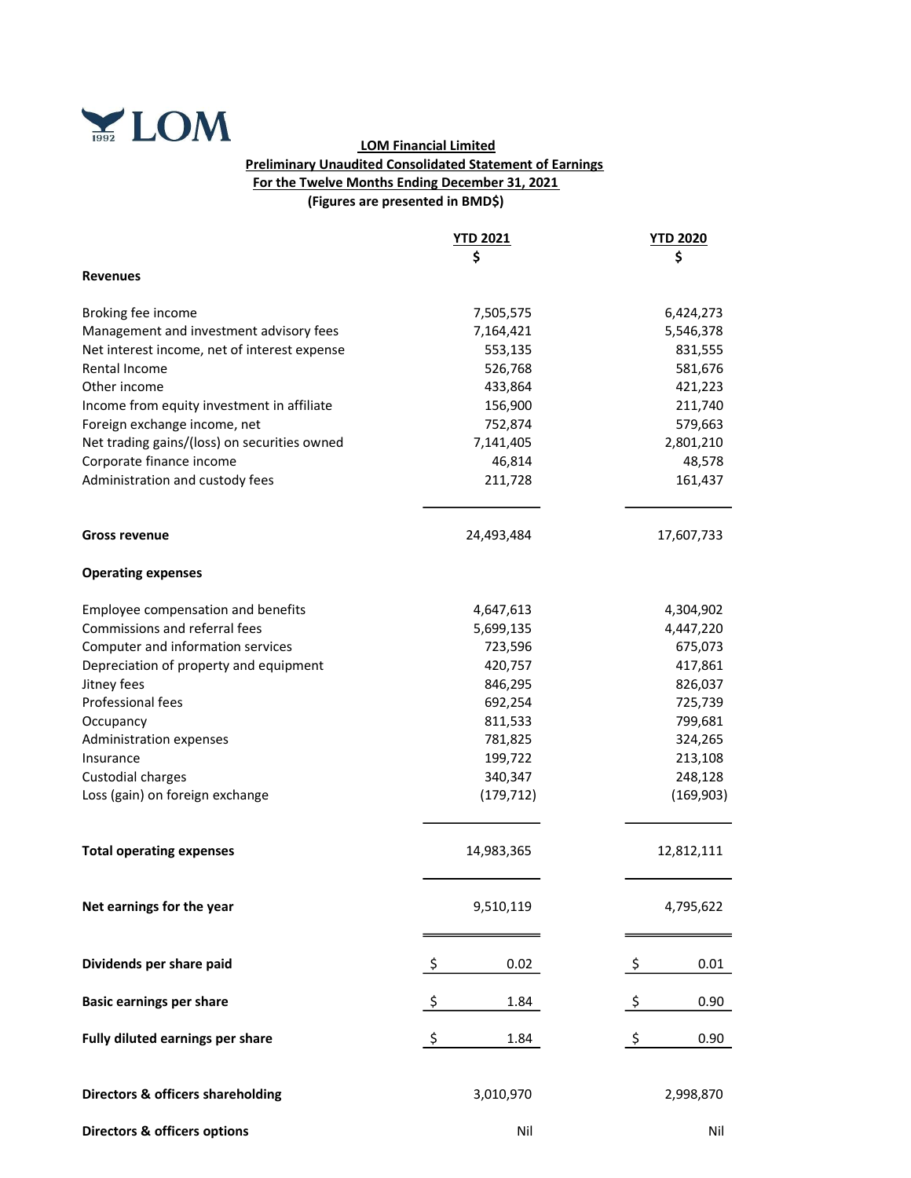LOM

**LOM Financial Limited**

**Preliminary Unaudited Consolidated Statement of Earnings**

**For the Twelve Months Ending December 31, 2021**

**(Figures are presented in BMD$)**

| | YTD 2021<br>$ | YTD 2020<br>$ |
|---|---|---|
| **Revenues** | | |
| Broking fee income | 7,505,575 | 6,424,273 |
| Management and investment advisory fees | 7,164,421 | 5,546,378 |
| Net interest income, net of interest expense | 553,135 | 831,555 |
| Rental Income | 526,768 | 581,676 |
| Other income | 433,864 | 421,223 |
| Income from equity investment in affiliate | 156,900 | 211,740 |
| Foreign exchange income, net | 752,874 | 579,663 |
| Net trading gains/(loss) on securities owned | 7,141,405 | 2,801,210 |
| Corporate finance income | 46,814 | 48,578 |
| Administration and custody fees | 211,728 | 161,437 |
| **Gross revenue** | 24,493,484 | 17,607,733 |
| **Operating expenses** | | |
| Employee compensation and benefits | 4,647,613 | 4,304,902 |
| Commissions and referral fees | 5,699,135 | 4,447,220 |
| Computer and information services | 723,596 | 675,073 |
| Depreciation of property and equipment | 420,757 | 417,861 |
| Jitney fees | 846,295 | 826,037 |
| Professional fees | 692,254 | 725,739 |
| Occupancy | 811,533 | 799,681 |
| Administration expenses | 781,825 | 324,265 |
| Insurance | 199,722 | 213,108 |
| Custodial charges | 340,347 | 248,128 |
| Loss (gain) on foreign exchange | (179,712) | (169,903) |
| **Total operating expenses** | 14,983,365 | 12,812,111 |
| **Net earnings for the year** | 9,510,119 | 4,795,622 |
| **Dividends per share paid** | $ 0.02 | $ 0.01 |
| **Basic earnings per share** | $ 1.84 | $ 0.90 |
| **Fully diluted earnings per share** | $ 1.84 | $ 0.90 |
| **Directors & officers shareholding** | 3,010,970 | 2,998,870 |
| **Directors & officers options** | Nil | Nil |